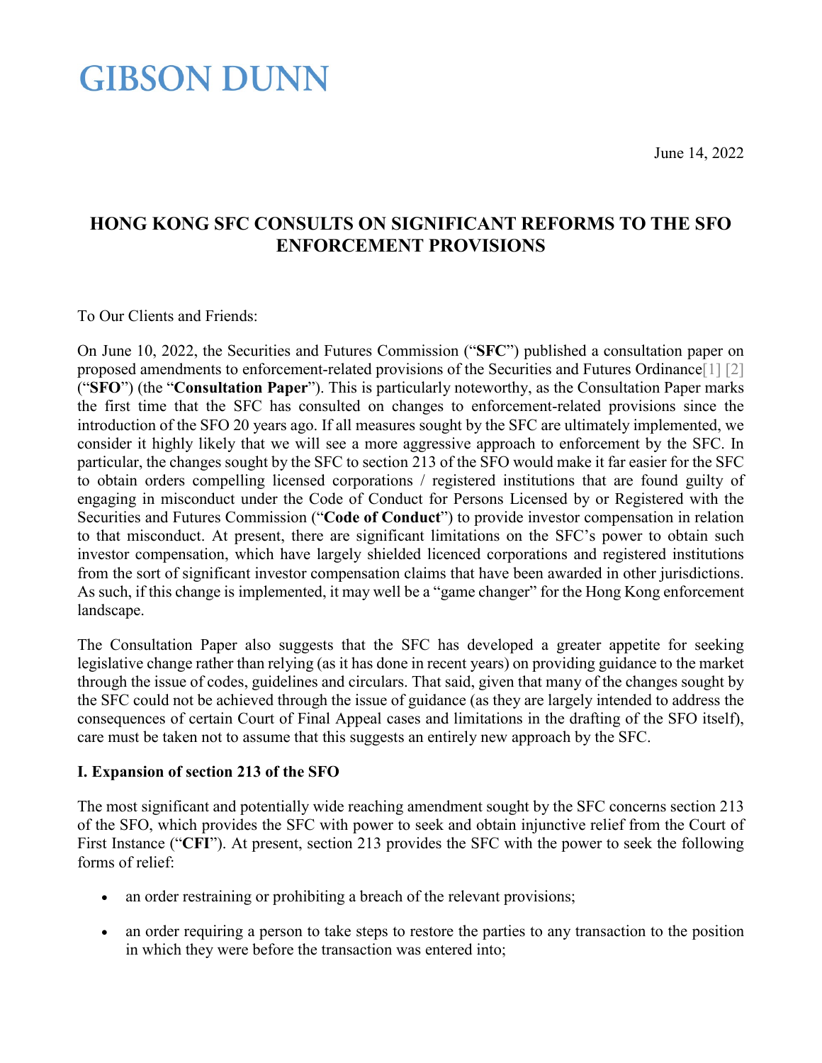# GIBSON DUNN

June 14, 2022

## HONG KONG SFC CONSULTS ON SIGNIFICANT REFORMS TO THE SFO ENFORCEMENT PROVISIONS

To Our Clients and Friends:

On June 10, 2022, the Securities and Futures Commission ("**SFC**") published a consultation paper on proposed amendments to enforcement-related provisions of the Securities and Futures Ordinance[1] [2] ("**SFO**") (the "**Consultation Paper**"). This is particularly noteworthy, as the Consultation Paper marks the first time that the SFC has consulted on changes to enforcement-related provisions since the introduction of the SFO 20 years ago. If all measures sought by the SFC are ultimately implemented, we consider it highly likely that we will see a more aggressive approach to enforcement by the SFC. In particular, the changes sought by the SFC to section 213 of the SFO would make it far easier for the SFC to obtain orders compelling licensed corporations / registered institutions that are found guilty of engaging in misconduct under the Code of Conduct for Persons Licensed by or Registered with the Securities and Futures Commission ("**Code of Conduct**") to provide investor compensation in relation to that misconduct. At present, there are significant limitations on the SFC's power to obtain such investor compensation, which have largely shielded licenced corporations and registered institutions from the sort of significant investor compensation claims that have been awarded in other jurisdictions. As such, if this change is implemented, it may well be a "game changer" for the Hong Kong enforcement landscape.

The Consultation Paper also suggests that the SFC has developed a greater appetite for seeking legislative change rather than relying (as it has done in recent years) on providing guidance to the market through the issue of codes, guidelines and circulars. That said, given that many of the changes sought by the SFC could not be achieved through the issue of guidance (as they are largely intended to address the consequences of certain Court of Final Appeal cases and limitations in the drafting of the SFO itself), care must be taken not to assume that this suggests an entirely new approach by the SFC.

### I. Expansion of section 213 of the SFO

The most significant and potentially wide reaching amendment sought by the SFC concerns section 213 of the SFO, which provides the SFC with power to seek and obtain injunctive relief from the Court of First Instance ("**CFI**"). At present, section 213 provides the SFC with the power to seek the following forms of relief:

- an order restraining or prohibiting a breach of the relevant provisions;
- an order requiring a person to take steps to restore the parties to any transaction to the position in which they were before the transaction was entered into;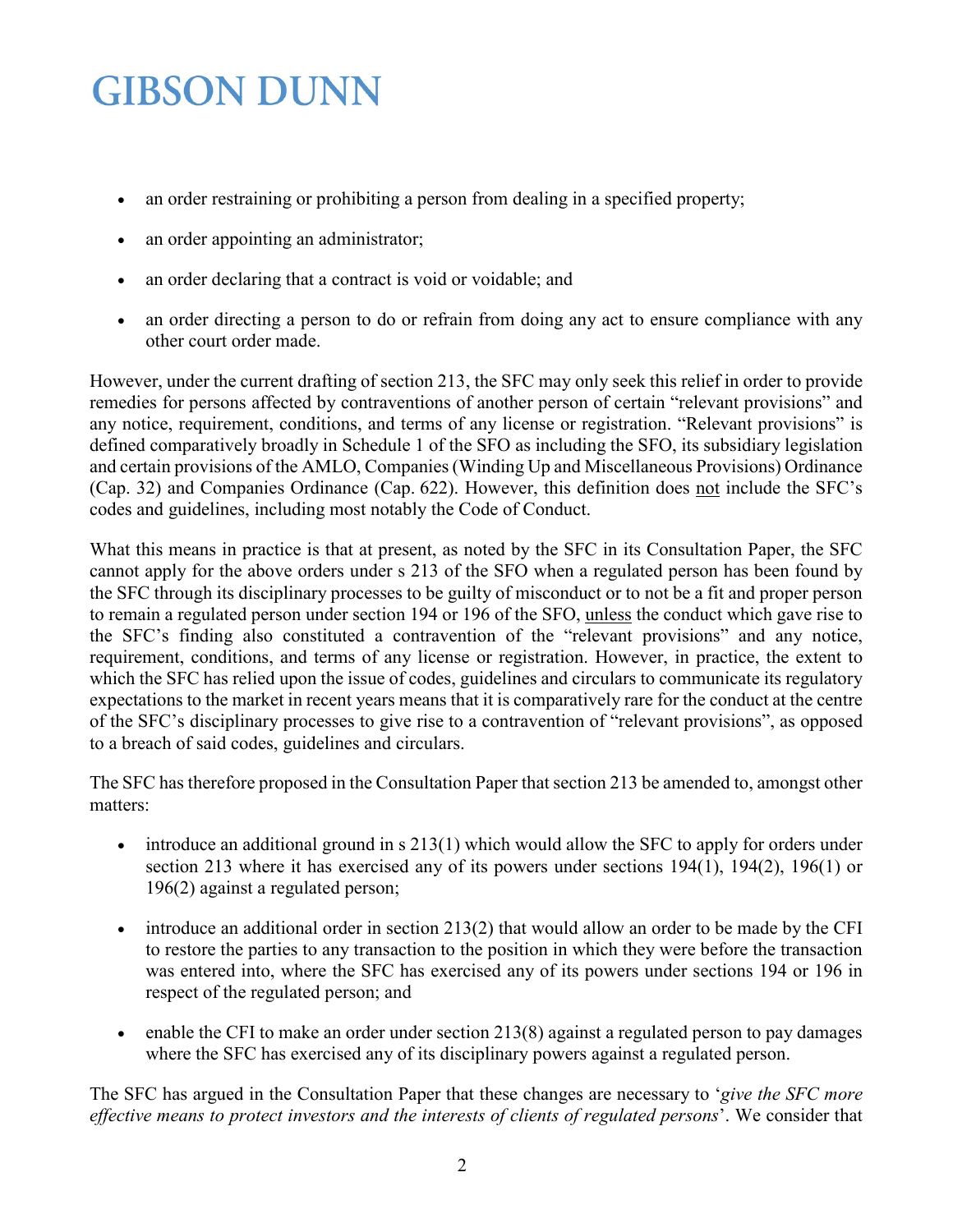- an order restraining or prohibiting a person from dealing in a specified property;
- an order appointing an administrator;
- an order declaring that a contract is void or voidable; and
- an order directing a person to do or refrain from doing any act to ensure compliance with any other court order made.

However, under the current drafting of section 213, the SFC may only seek this relief in order to provide remedies for persons affected by contraventions of another person of certain "relevant provisions" and any notice, requirement, conditions, and terms of any license or registration. "Relevant provisions" is defined comparatively broadly in Schedule 1 of the SFO as including the SFO, its subsidiary legislation and certain provisions of the AMLO, Companies (Winding Up and Miscellaneous Provisions) Ordinance (Cap. 32) and Companies Ordinance (Cap. 622). However, this definition does not include the SFC's codes and guidelines, including most notably the Code of Conduct.

What this means in practice is that at present, as noted by the SFC in its Consultation Paper, the SFC cannot apply for the above orders under s 213 of the SFO when a regulated person has been found by the SFC through its disciplinary processes to be guilty of misconduct or to not be a fit and proper person to remain a regulated person under section 194 or 196 of the SFO, unless the conduct which gave rise to the SFC's finding also constituted a contravention of the "relevant provisions" and any notice, requirement, conditions, and terms of any license or registration. However, in practice, the extent to which the SFC has relied upon the issue of codes, guidelines and circulars to communicate its regulatory expectations to the market in recent years means that it is comparatively rare for the conduct at the centre of the SFC's disciplinary processes to give rise to a contravention of "relevant provisions", as opposed to a breach of said codes, guidelines and circulars.

The SFC has therefore proposed in the Consultation Paper that section 213 be amended to, amongst other matters:

- introduce an additional ground in s 213(1) which would allow the SFC to apply for orders under section 213 where it has exercised any of its powers under sections 194(1), 194(2), 196(1) or 196(2) against a regulated person;
- introduce an additional order in section 213(2) that would allow an order to be made by the CFI to restore the parties to any transaction to the position in which they were before the transaction was entered into, where the SFC has exercised any of its powers under sections 194 or 196 in respect of the regulated person; and
- enable the CFI to make an order under section 213(8) against a regulated person to pay damages where the SFC has exercised any of its disciplinary powers against a regulated person.

The SFC has argued in the Consultation Paper that these changes are necessary to '*give the SFC more effective means to protect investors and the interests of clients of regulated persons*'. We consider that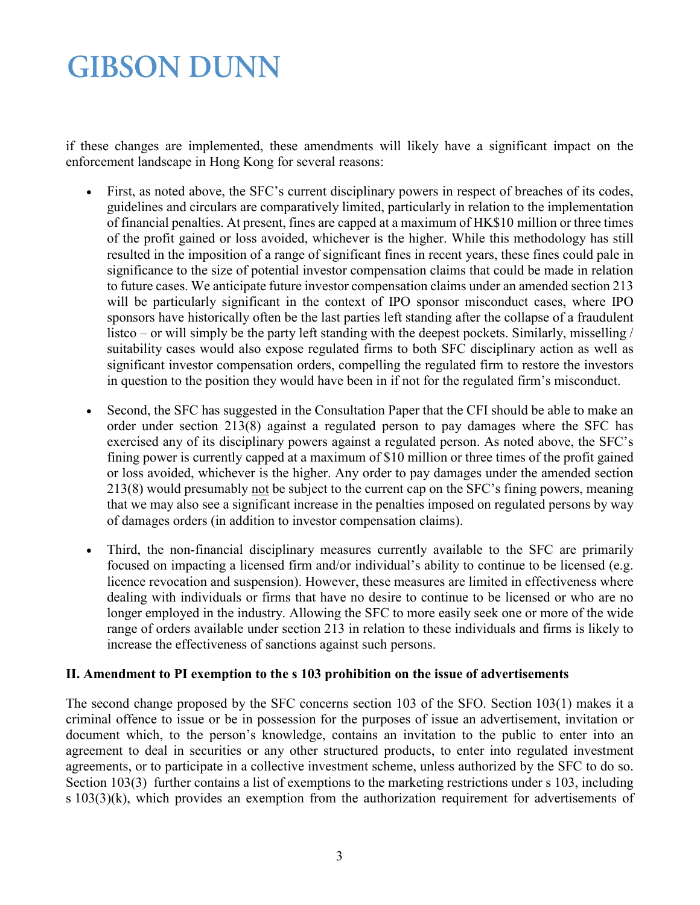if these changes are implemented, these amendments will likely have a significant impact on the enforcement landscape in Hong Kong for several reasons:

- First, as noted above, the SFC's current disciplinary powers in respect of breaches of its codes, guidelines and circulars are comparatively limited, particularly in relation to the implementation of financial penalties. At present, fines are capped at a maximum of HK$10 million or three times of the profit gained or loss avoided, whichever is the higher. While this methodology has still resulted in the imposition of a range of significant fines in recent years, these fines could pale in significance to the size of potential investor compensation claims that could be made in relation to future cases. We anticipate future investor compensation claims under an amended section 213 will be particularly significant in the context of IPO sponsor misconduct cases, where IPO sponsors have historically often be the last parties left standing after the collapse of a fraudulent listco – or will simply be the party left standing with the deepest pockets. Similarly, misselling / suitability cases would also expose regulated firms to both SFC disciplinary action as well as significant investor compensation orders, compelling the regulated firm to restore the investors in question to the position they would have been in if not for the regulated firm's misconduct.

- Second, the SFC has suggested in the Consultation Paper that the CFI should be able to make an order under section 213(8) against a regulated person to pay damages where the SFC has exercised any of its disciplinary powers against a regulated person. As noted above, the SFC's fining power is currently capped at a maximum of $10 million or three times of the profit gained or loss avoided, whichever is the higher. Any order to pay damages under the amended section 213(8) would presumably <u>not</u> be subject to the current cap on the SFC's fining powers, meaning that we may also see a significant increase in the penalties imposed on regulated persons by way of damages orders (in addition to investor compensation claims).

- Third, the non-financial disciplinary measures currently available to the SFC are primarily focused on impacting a licensed firm and/or individual's ability to continue to be licensed (e.g. licence revocation and suspension). However, these measures are limited in effectiveness where dealing with individuals or firms that have no desire to continue to be licensed or who are no longer employed in the industry. Allowing the SFC to more easily seek one or more of the wide range of orders available under section 213 in relation to these individuals and firms is likely to increase the effectiveness of sanctions against such persons.

**II. Amendment to PI exemption to the s 103 prohibition on the issue of advertisements**

The second change proposed by the SFC concerns section 103 of the SFO. Section 103(1) makes it a criminal offence to issue or be in possession for the purposes of issue an advertisement, invitation or document which, to the person's knowledge, contains an invitation to the public to enter into an agreement to deal in securities or any other structured products, to enter into regulated investment agreements, or to participate in a collective investment scheme, unless authorized by the SFC to do so. Section 103(3) further contains a list of exemptions to the marketing restrictions under s 103, including s 103(3)(k), which provides an exemption from the authorization requirement for advertisements of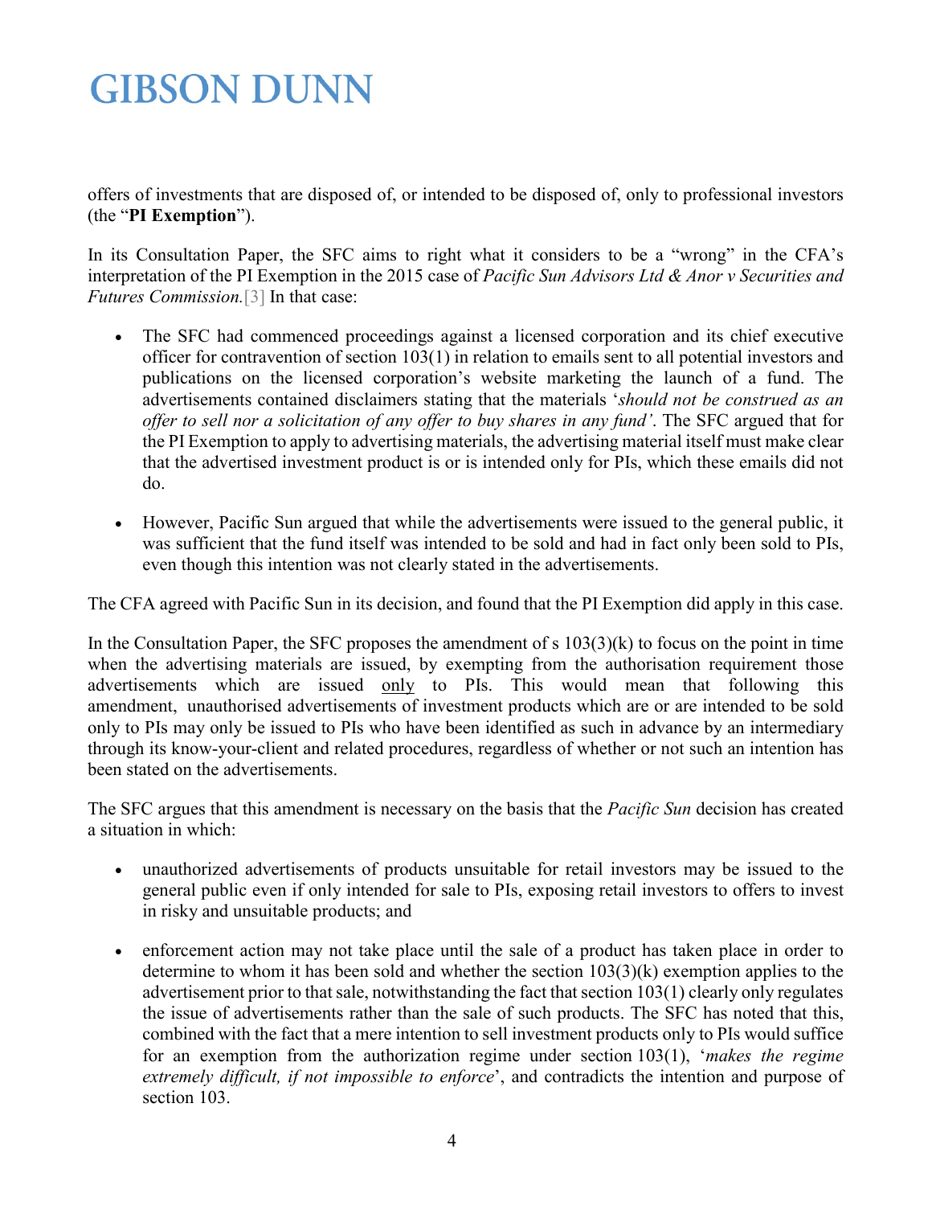offers of investments that are disposed of, or intended to be disposed of, only to professional investors (the "**PI Exemption**").

In its Consultation Paper, the SFC aims to right what it considers to be a "wrong" in the CFA's interpretation of the PI Exemption in the 2015 case of *Pacific Sun Advisors Ltd & Anor v Securities and Futures Commission.*[3] In that case:

- The SFC had commenced proceedings against a licensed corporation and its chief executive officer for contravention of section 103(1) in relation to emails sent to all potential investors and publications on the licensed corporation's website marketing the launch of a fund. The advertisements contained disclaimers stating that the materials '*should not be construed as an offer to sell nor a solicitation of any offer to buy shares in any fund'*. The SFC argued that for the PI Exemption to apply to advertising materials, the advertising material itself must make clear that the advertised investment product is or is intended only for PIs, which these emails did not do.

- However, Pacific Sun argued that while the advertisements were issued to the general public, it was sufficient that the fund itself was intended to be sold and had in fact only been sold to PIs, even though this intention was not clearly stated in the advertisements.

The CFA agreed with Pacific Sun in its decision, and found that the PI Exemption did apply in this case.

In the Consultation Paper, the SFC proposes the amendment of s 103(3)(k) to focus on the point in time when the advertising materials are issued, by exempting from the authorisation requirement those advertisements which are issued <u>only</u> to PIs. This would mean that following this amendment, unauthorised advertisements of investment products which are or are intended to be sold only to PIs may only be issued to PIs who have been identified as such in advance by an intermediary through its know-your-client and related procedures, regardless of whether or not such an intention has been stated on the advertisements.

The SFC argues that this amendment is necessary on the basis that the *Pacific Sun* decision has created a situation in which:

- unauthorized advertisements of products unsuitable for retail investors may be issued to the general public even if only intended for sale to PIs, exposing retail investors to offers to invest in risky and unsuitable products; and

- enforcement action may not take place until the sale of a product has taken place in order to determine to whom it has been sold and whether the section 103(3)(k) exemption applies to the advertisement prior to that sale, notwithstanding the fact that section 103(1) clearly only regulates the issue of advertisements rather than the sale of such products. The SFC has noted that this, combined with the fact that a mere intention to sell investment products only to PIs would suffice for an exemption from the authorization regime under section 103(1), '*makes the regime extremely difficult, if not impossible to enforce*', and contradicts the intention and purpose of section 103.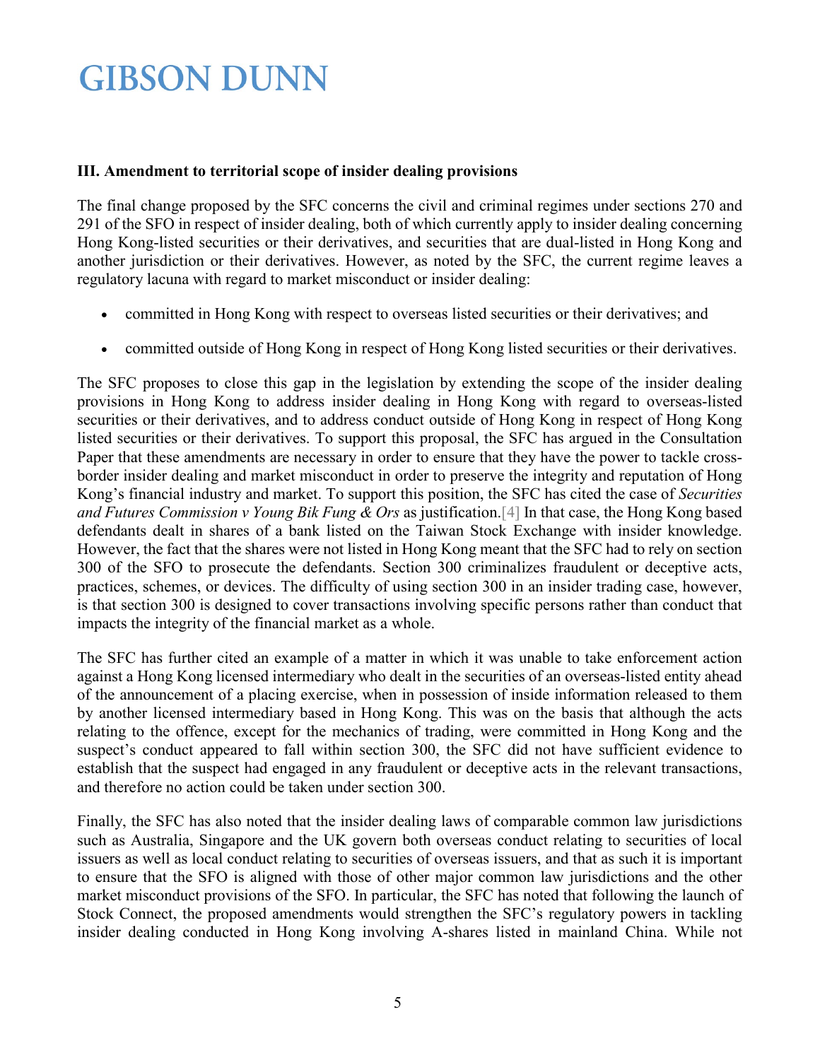### III. Amendment to territorial scope of insider dealing provisions

The final change proposed by the SFC concerns the civil and criminal regimes under sections 270 and 291 of the SFO in respect of insider dealing, both of which currently apply to insider dealing concerning Hong Kong-listed securities or their derivatives, and securities that are dual-listed in Hong Kong and another jurisdiction or their derivatives. However, as noted by the SFC, the current regime leaves a regulatory lacuna with regard to market misconduct or insider dealing:

- committed in Hong Kong with respect to overseas listed securities or their derivatives; and
- committed outside of Hong Kong in respect of Hong Kong listed securities or their derivatives.

The SFC proposes to close this gap in the legislation by extending the scope of the insider dealing provisions in Hong Kong to address insider dealing in Hong Kong with regard to overseas-listed securities or their derivatives, and to address conduct outside of Hong Kong in respect of Hong Kong listed securities or their derivatives. To support this proposal, the SFC has argued in the Consultation Paper that these amendments are necessary in order to ensure that they have the power to tackle cross-border insider dealing and market misconduct in order to preserve the integrity and reputation of Hong Kong's financial industry and market. To support this position, the SFC has cited the case of *Securities and Futures Commission v Young Bik Fung & Ors* as justification.[4] In that case, the Hong Kong based defendants dealt in shares of a bank listed on the Taiwan Stock Exchange with insider knowledge. However, the fact that the shares were not listed in Hong Kong meant that the SFC had to rely on section 300 of the SFO to prosecute the defendants. Section 300 criminalizes fraudulent or deceptive acts, practices, schemes, or devices. The difficulty of using section 300 in an insider trading case, however, is that section 300 is designed to cover transactions involving specific persons rather than conduct that impacts the integrity of the financial market as a whole.

The SFC has further cited an example of a matter in which it was unable to take enforcement action against a Hong Kong licensed intermediary who dealt in the securities of an overseas-listed entity ahead of the announcement of a placing exercise, when in possession of inside information released to them by another licensed intermediary based in Hong Kong. This was on the basis that although the acts relating to the offence, except for the mechanics of trading, were committed in Hong Kong and the suspect's conduct appeared to fall within section 300, the SFC did not have sufficient evidence to establish that the suspect had engaged in any fraudulent or deceptive acts in the relevant transactions, and therefore no action could be taken under section 300.

Finally, the SFC has also noted that the insider dealing laws of comparable common law jurisdictions such as Australia, Singapore and the UK govern both overseas conduct relating to securities of local issuers as well as local conduct relating to securities of overseas issuers, and that as such it is important to ensure that the SFO is aligned with those of other major common law jurisdictions and the other market misconduct provisions of the SFO. In particular, the SFC has noted that following the launch of Stock Connect, the proposed amendments would strengthen the SFC's regulatory powers in tackling insider dealing conducted in Hong Kong involving A-shares listed in mainland China. While not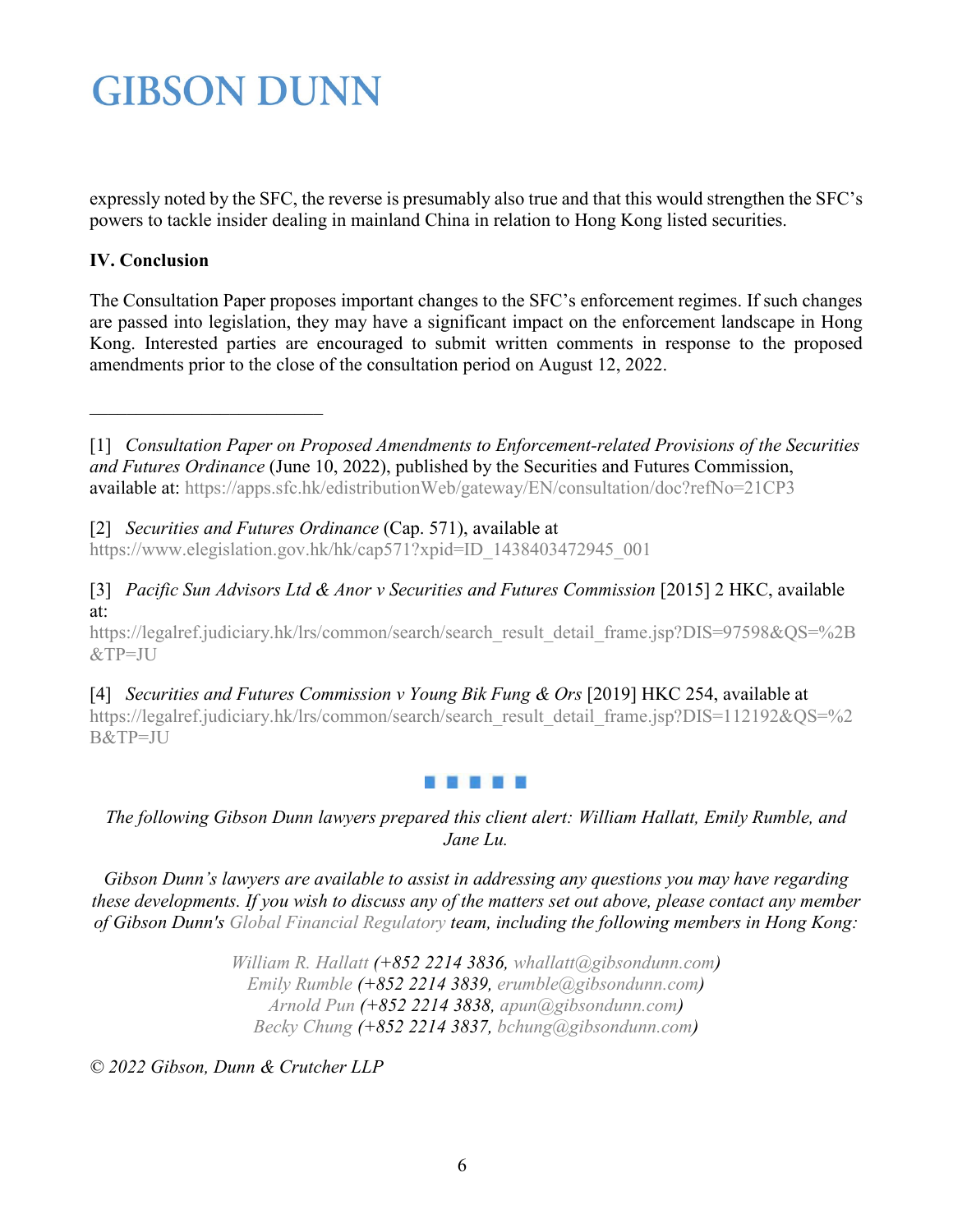expressly noted by the SFC, the reverse is presumably also true and that this would strengthen the SFC's powers to tackle insider dealing in mainland China in relation to Hong Kong listed securities.

**IV. Conclusion**

The Consultation Paper proposes important changes to the SFC's enforcement regimes. If such changes are passed into legislation, they may have a significant impact on the enforcement landscape in Hong Kong. Interested parties are encouraged to submit written comments in response to the proposed amendments prior to the close of the consultation period on August 12, 2022.

---

[1] *Consultation Paper on Proposed Amendments to Enforcement-related Provisions of the Securities and Futures Ordinance* (June 10, 2022), published by the Securities and Futures Commission, available at: https://apps.sfc.hk/edistributionWeb/gateway/EN/consultation/doc?refNo=21CP3

[2] *Securities and Futures Ordinance* (Cap. 571), available at https://www.elegislation.gov.hk/hk/cap571?xpid=ID_1438403472945_001

[3] *Pacific Sun Advisors Ltd & Anor v Securities and Futures Commission* [2015] 2 HKC, available at: https://legalref.judiciary.hk/lrs/common/search/search_result_detail_frame.jsp?DIS=97598&QS=%2B&TP=JU

[4] *Securities and Futures Commission v Young Bik Fung & Ors* [2019] HKC 254, available at https://legalref.judiciary.hk/lrs/common/search/search_result_detail_frame.jsp?DIS=112192&QS=%2B&TP=JU

*The following Gibson Dunn lawyers prepared this client alert: William Hallatt, Emily Rumble, and Jane Lu.*

*Gibson Dunn's lawyers are available to assist in addressing any questions you may have regarding these developments. If you wish to discuss any of the matters set out above, please contact any member of Gibson Dunn's Global Financial Regulatory team, including the following members in Hong Kong:*

*William R. Hallatt (+852 2214 3836, whallatt@gibsondunn.com)*
*Emily Rumble (+852 2214 3839, erumble@gibsondunn.com)*
*Arnold Pun (+852 2214 3838, apun@gibsondunn.com)*
*Becky Chung (+852 2214 3837, bchung@gibsondunn.com)*

*© 2022 Gibson, Dunn & Crutcher LLP*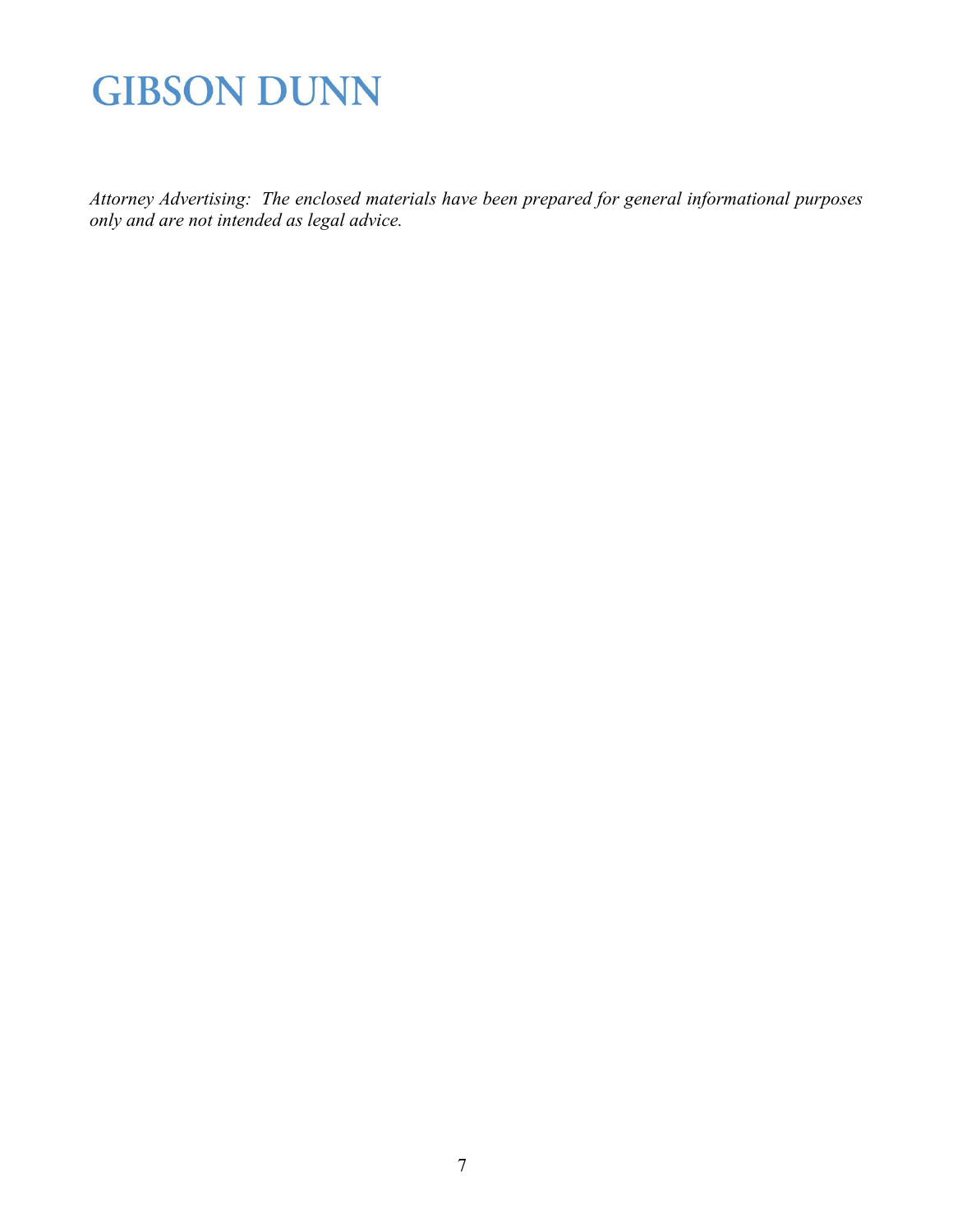# GIBSON DUNN

*Attorney Advertising: The enclosed materials have been prepared for general informational purposes only and are not intended as legal advice.*